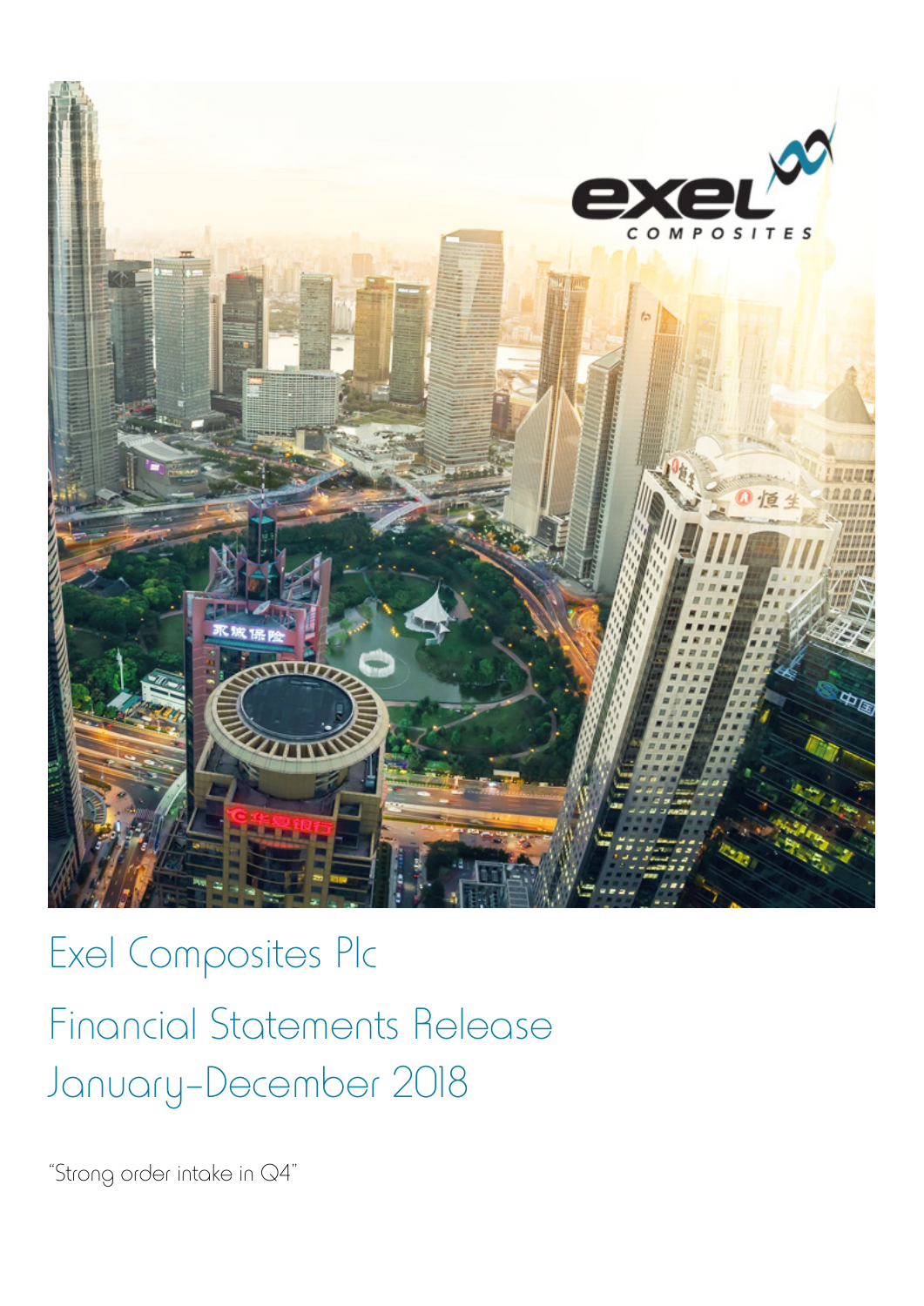# Exel Composites Plc

## Financial Statements Release January–December 2018

"Strong order intake in Q4"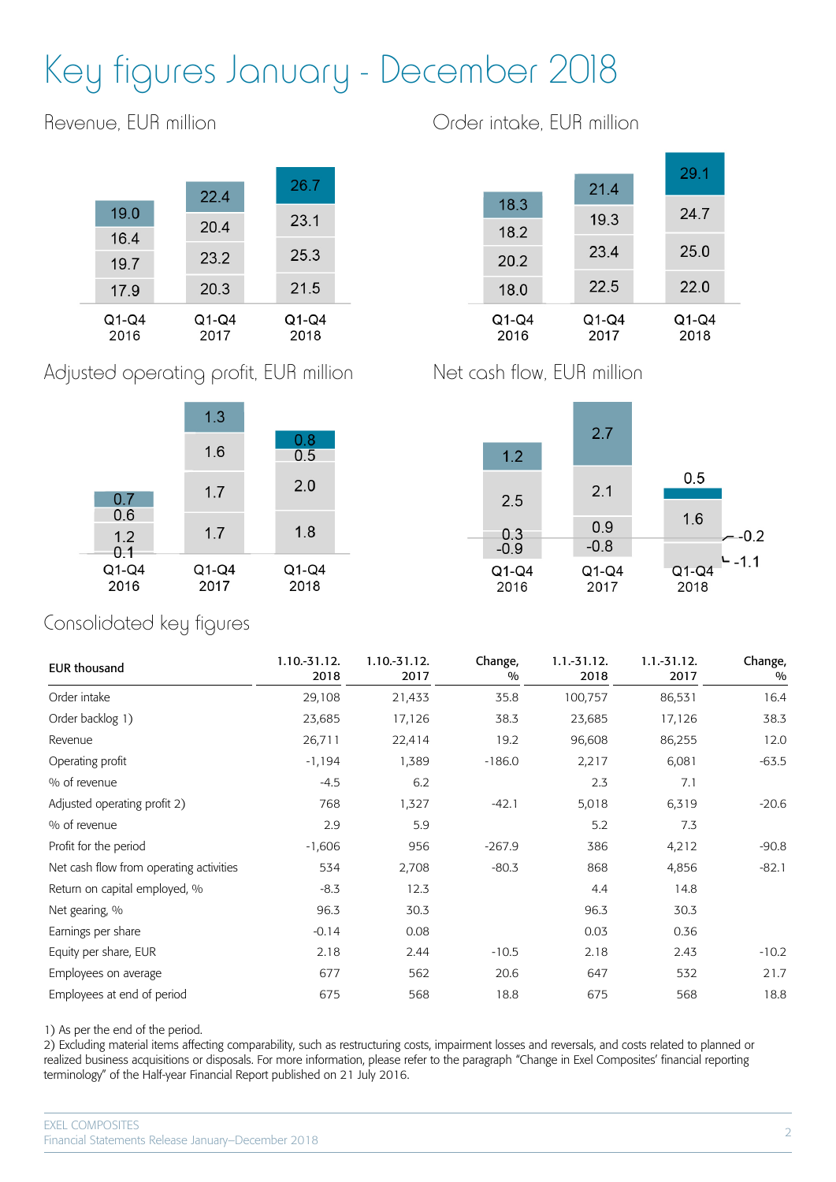# Key figures January - December 2018

## Revenue, EUR million

| | Q1-Q4 2016 | Q1-Q4 2017 | Q1-Q4 2018 |
|---|---|---|---|
| Q4 | 19.0 | 22.4 | 26.7 |
| Q3 | 16.4 | 20.4 | 23.1 |
| Q2 | 19.7 | 23.2 | 25.3 |
| Q1 | 17.9 | 20.3 | 21.5 |

## Order intake, EUR million

| | Q1-Q4 2016 | Q1-Q4 2017 | Q1-Q4 2018 |
|---|---|---|---|
| Q4 | 18.3 | 21.4 | 29.1 |
| Q3 | 18.2 | 19.3 | 24.7 |
| Q2 | 20.2 | 23.4 | 25.0 |
| Q1 | 18.0 | 22.5 | 22.0 |

## Adjusted operating profit, EUR million

| | Q1-Q4 2016 | Q1-Q4 2017 | Q1-Q4 2018 |
|---|---|---|---|
| Q4 | 0.7 | 1.3 | 0.8 |
| Q3 | 0.6 | 1.6 | 0.5 |
| Q2 | 1.2 | 1.7 | 2.0 |
| Q1 | 0.1 | 1.7 | 1.8 |

## Net cash flow, EUR million

| | Q1-Q4 2016 | Q1-Q4 2017 | Q1-Q4 2018 |
|---|---|---|---|
| Q4 | 1.2 | 2.7 | 0.5 |
| Q3 | 2.5 | 2.1 | 1.6 |
| Q2 | 0.3 | 0.9 | -0.2 |
| Q1 | -0.9 | -0.8 | -1.1 |

## Consolidated key figures

| EUR thousand | 1.10.-31.12. 2018 | 1.10.-31.12. 2017 | Change, % | 1.1.-31.12. 2018 | 1.1.-31.12. 2017 | Change, % |
|---|---|---|---|---|---|---|
| Order intake | 29,108 | 21,433 | 35.8 | 100,757 | 86,531 | 16.4 |
| Order backlog 1) | 23,685 | 17,126 | 38.3 | 23,685 | 17,126 | 38.3 |
| Revenue | 26,711 | 22,414 | 19.2 | 96,608 | 86,255 | 12.0 |
| Operating profit | -1,194 | 1,389 | -186.0 | 2,217 | 6,081 | -63.5 |
| % of revenue | -4.5 | 6.2 | | 2.3 | 7.1 | |
| Adjusted operating profit 2) | 768 | 1,327 | -42.1 | 5,018 | 6,319 | -20.6 |
| % of revenue | 2.9 | 5.9 | | 5.2 | 7.3 | |
| Profit for the period | -1,606 | 956 | -267.9 | 386 | 4,212 | -90.8 |
| Net cash flow from operating activities | 534 | 2,708 | -80.3 | 868 | 4,856 | -82.1 |
| Return on capital employed, % | -8.3 | 12.3 | | 4.4 | 14.8 | |
| Net gearing, % | 96.3 | 30.3 | | 96.3 | 30.3 | |
| Earnings per share | -0.14 | 0.08 | | 0.03 | 0.36 | |
| Equity per share, EUR | 2.18 | 2.44 | -10.5 | 2.18 | 2.43 | -10.2 |
| Employees on average | 677 | 562 | 20.6 | 647 | 532 | 21.7 |
| Employees at end of period | 675 | 568 | 18.8 | 675 | 568 | 18.8 |

1) As per the end of the period.
2) Excluding material items affecting comparability, such as restructuring costs, impairment losses and reversals, and costs related to planned or realized business acquisitions or disposals. For more information, please refer to the paragraph "Change in Exel Composites' financial reporting terminology" of the Half-year Financial Report published on 21 July 2016.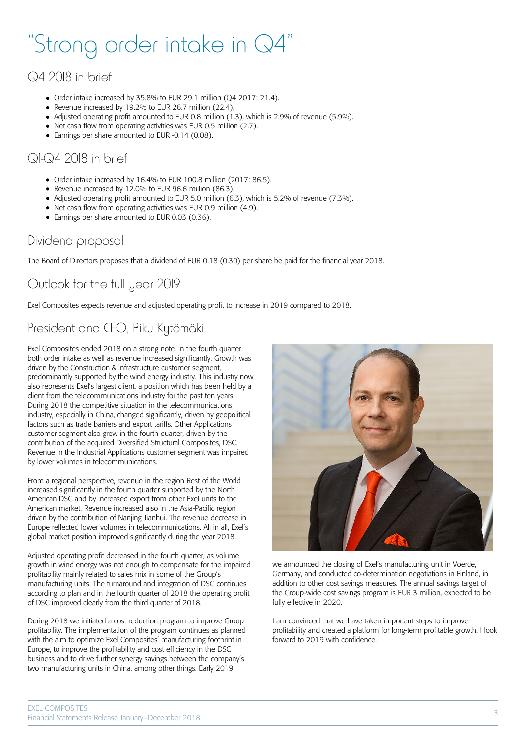# "Strong order intake in Q4"

## Q4 2018 in brief

- Order intake increased by 35.8% to EUR 29.1 million (Q4 2017: 21.4).
- Revenue increased by 19.2% to EUR 26.7 million (22.4).
- Adjusted operating profit amounted to EUR 0.8 million (1.3), which is 2.9% of revenue (5.9%).
- Net cash flow from operating activities was EUR 0.5 million (2.7).
- Earnings per share amounted to EUR -0.14 (0.08).

## Q1-Q4 2018 in brief

- Order intake increased by 16.4% to EUR 100.8 million (2017: 86.5).
- Revenue increased by 12.0% to EUR 96.6 million (86.3).
- Adjusted operating profit amounted to EUR 5.0 million (6.3), which is 5.2% of revenue (7.3%).
- Net cash flow from operating activities was EUR 0.9 million (4.9).
- Earnings per share amounted to EUR 0.03 (0.36).

## Dividend proposal

The Board of Directors proposes that a dividend of EUR 0.18 (0.30) per share be paid for the financial year 2018.

## Outlook for the full year 2019

Exel Composites expects revenue and adjusted operating profit to increase in 2019 compared to 2018.

## President and CEO, Riku Kytömäki

Exel Composites ended 2018 on a strong note. In the fourth quarter both order intake as well as revenue increased significantly. Growth was driven by the Construction & Infrastructure customer segment, predominantly supported by the wind energy industry. This industry now also represents Exel's largest client, a position which has been held by a client from the telecommunications industry for the past ten years. During 2018 the competitive situation in the telecommunications industry, especially in China, changed significantly, driven by geopolitical factors such as trade barriers and export tariffs. Other Applications customer segment also grew in the fourth quarter, driven by the contribution of the acquired Diversified Structural Composites, DSC. Revenue in the Industrial Applications customer segment was impaired by lower volumes in telecommunications.

From a regional perspective, revenue in the region Rest of the World increased significantly in the fourth quarter supported by the North American DSC and by increased export from other Exel units to the American market. Revenue increased also in the Asia-Pacific region driven by the contribution of Nanjing Jianhui. The revenue decrease in Europe reflected lower volumes in telecommunications. All in all, Exel's global market position improved significantly during the year 2018.

Adjusted operating profit decreased in the fourth quarter, as volume growth in wind energy was not enough to compensate for the impaired profitability mainly related to sales mix in some of the Group's manufacturing units. The turnaround and integration of DSC continues according to plan and in the fourth quarter of 2018 the operating profit of DSC improved clearly from the third quarter of 2018.

During 2018 we initiated a cost reduction program to improve Group profitability. The implementation of the program continues as planned with the aim to optimize Exel Composites' manufacturing footprint in Europe, to improve the profitability and cost efficiency in the DSC business and to drive further synergy savings between the company's two manufacturing units in China, among other things. Early 2019 we announced the closing of Exel's manufacturing unit in Voerde, Germany, and conducted co-determination negotiations in Finland, in addition to other cost savings measures. The annual savings target of the Group-wide cost savings program is EUR 3 million, expected to be fully effective in 2020.

I am convinced that we have taken important steps to improve profitability and created a platform for long-term profitable growth. I look forward to 2019 with confidence.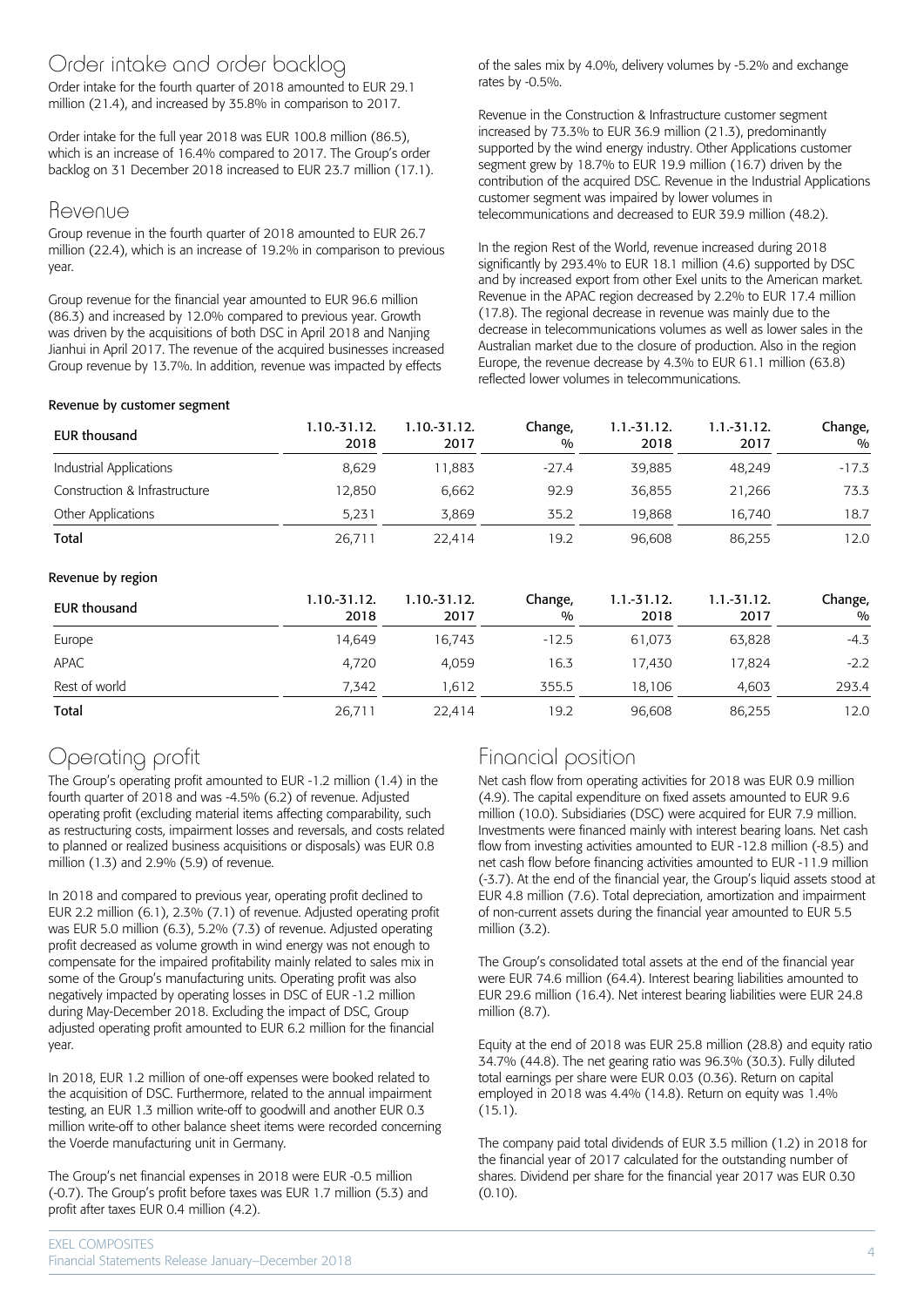## Order intake and order backlog

Order intake for the fourth quarter of 2018 amounted to EUR 29.1 million (21.4), and increased by 35.8% in comparison to 2017.

Order intake for the full year 2018 was EUR 100.8 million (86.5), which is an increase of 16.4% compared to 2017. The Group's order backlog on 31 December 2018 increased to EUR 23.7 million (17.1).

## Revenue

Group revenue in the fourth quarter of 2018 amounted to EUR 26.7 million (22.4), which is an increase of 19.2% in comparison to previous year.

Group revenue for the financial year amounted to EUR 96.6 million (86.3) and increased by 12.0% compared to previous year. Growth was driven by the acquisitions of both DSC in April 2018 and Nanjing Jianhui in April 2017. The revenue of the acquired businesses increased Group revenue by 13.7%. In addition, revenue was impacted by effects of the sales mix by 4.0%, delivery volumes by -5.2% and exchange rates by -0.5%.

Revenue in the Construction & Infrastructure customer segment increased by 73.3% to EUR 36.9 million (21.3), predominantly supported by the wind energy industry. Other Applications customer segment grew by 18.7% to EUR 19.9 million (16.7) driven by the contribution of the acquired DSC. Revenue in the Industrial Applications customer segment was impaired by lower volumes in telecommunications and decreased to EUR 39.9 million (48.2).

In the region Rest of the World, revenue increased during 2018 significantly by 293.4% to EUR 18.1 million (4.6) supported by DSC and by increased export from other Exel units to the American market. Revenue in the APAC region decreased by 2.2% to EUR 17.4 million (17.8). The regional decrease in revenue was mainly due to the decrease in telecommunications volumes as well as lower sales in the Australian market due to the closure of production. Also in the region Europe, the revenue decrease by 4.3% to EUR 61.1 million (63.8) reflected lower volumes in telecommunications.

**Revenue by customer segment**

| EUR thousand | 1.10.-31.12. 2018 | 1.10.-31.12. 2017 | Change, % | 1.1.-31.12. 2018 | 1.1.-31.12. 2017 | Change, % |
|---|---|---|---|---|---|---|
| Industrial Applications | 8,629 | 11,883 | -27.4 | 39,885 | 48,249 | -17.3 |
| Construction & Infrastructure | 12,850 | 6,662 | 92.9 | 36,855 | 21,266 | 73.3 |
| Other Applications | 5,231 | 3,869 | 35.2 | 19,868 | 16,740 | 18.7 |
| **Total** | 26,711 | 22,414 | 19.2 | 96,608 | 86,255 | 12.0 |

**Revenue by region**

| EUR thousand | 1.10.-31.12. 2018 | 1.10.-31.12. 2017 | Change, % | 1.1.-31.12. 2018 | 1.1.-31.12. 2017 | Change, % |
|---|---|---|---|---|---|---|
| Europe | 14,649 | 16,743 | -12.5 | 61,073 | 63,828 | -4.3 |
| APAC | 4,720 | 4,059 | 16.3 | 17,430 | 17,824 | -2.2 |
| Rest of world | 7,342 | 1,612 | 355.5 | 18,106 | 4,603 | 293.4 |
| **Total** | 26,711 | 22,414 | 19.2 | 96,608 | 86,255 | 12.0 |

## Operating profit

The Group's operating profit amounted to EUR -1.2 million (1.4) in the fourth quarter of 2018 and was -4.5% (6.2) of revenue. Adjusted operating profit (excluding material items affecting comparability, such as restructuring costs, impairment losses and reversals, and costs related to planned or realized business acquisitions or disposals) was EUR 0.8 million (1.3) and 2.9% (5.9) of revenue.

In 2018 and compared to previous year, operating profit declined to EUR 2.2 million (6.1), 2.3% (7.1) of revenue. Adjusted operating profit was EUR 5.0 million (6.3), 5.2% (7.3) of revenue. Adjusted operating profit decreased as volume growth in wind energy was not enough to compensate for the impaired profitability mainly related to sales mix in some of the Group's manufacturing units. Operating profit was also negatively impacted by operating losses in DSC of EUR -1.2 million during May-December 2018. Excluding the impact of DSC, Group adjusted operating profit amounted to EUR 6.2 million for the financial year.

In 2018, EUR 1.2 million of one-off expenses were booked related to the acquisition of DSC. Furthermore, related to the annual impairment testing, an EUR 1.3 million write-off to goodwill and another EUR 0.3 million write-off to other balance sheet items were recorded concerning the Voerde manufacturing unit in Germany.

The Group's net financial expenses in 2018 were EUR -0.5 million (-0.7). The Group's profit before taxes was EUR 1.7 million (5.3) and profit after taxes EUR 0.4 million (4.2).

## Financial position

Net cash flow from operating activities for 2018 was EUR 0.9 million (4.9). The capital expenditure on fixed assets amounted to EUR 9.6 million (10.0). Subsidiaries (DSC) were acquired for EUR 7.9 million. Investments were financed mainly with interest bearing loans. Net cash flow from investing activities amounted to EUR -12.8 million (-8.5) and net cash flow before financing activities amounted to EUR -11.9 million (-3.7). At the end of the financial year, the Group's liquid assets stood at EUR 4.8 million (7.6). Total depreciation, amortization and impairment of non-current assets during the financial year amounted to EUR 5.5 million (3.2).

The Group's consolidated total assets at the end of the financial year were EUR 74.6 million (64.4). Interest bearing liabilities amounted to EUR 29.6 million (16.4). Net interest bearing liabilities were EUR 24.8 million (8.7).

Equity at the end of 2018 was EUR 25.8 million (28.8) and equity ratio 34.7% (44.8). The net gearing ratio was 96.3% (30.3). Fully diluted total earnings per share were EUR 0.03 (0.36). Return on capital employed in 2018 was 4.4% (14.8). Return on equity was 1.4% (15.1).

The company paid total dividends of EUR 3.5 million (1.2) in 2018 for the financial year of 2017 calculated for the outstanding number of shares. Dividend per share for the financial year 2017 was EUR 0.30 (0.10).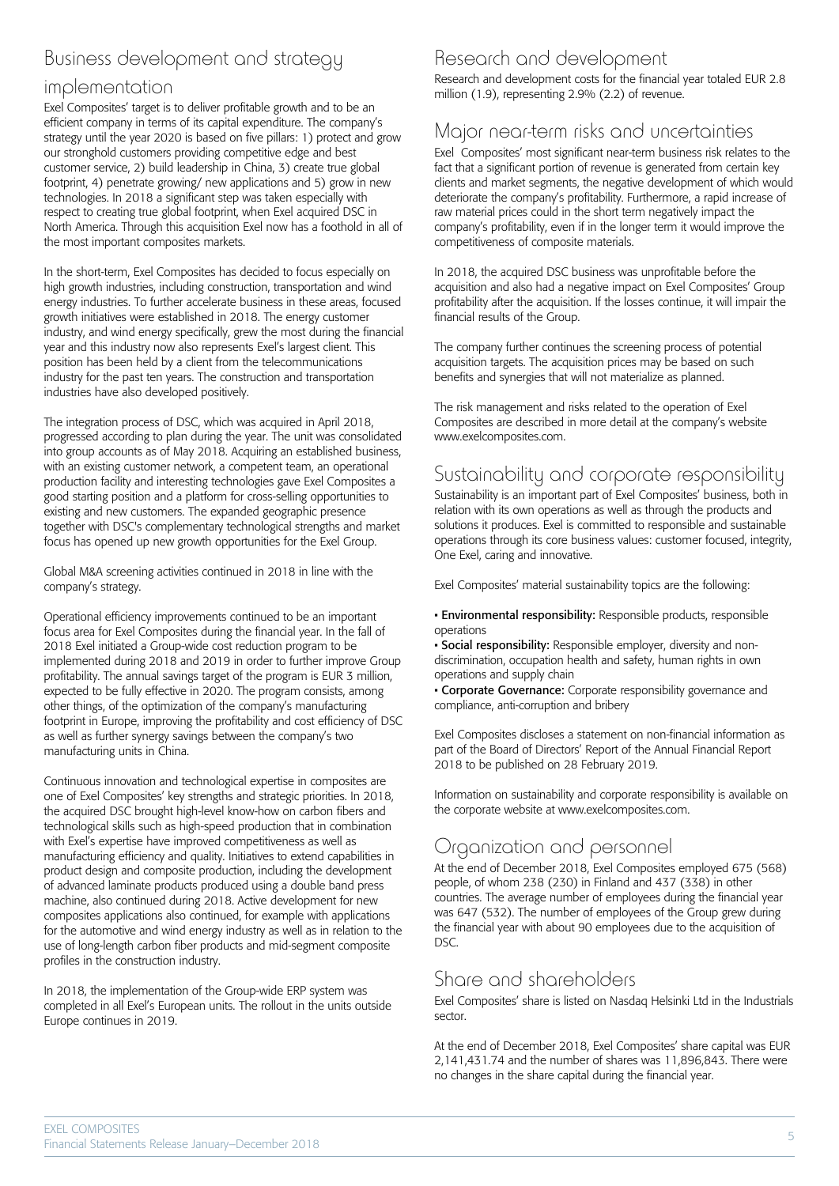## Business development and strategy implementation

Exel Composites' target is to deliver profitable growth and to be an efficient company in terms of its capital expenditure. The company's strategy until the year 2020 is based on five pillars: 1) protect and grow our stronghold customers providing competitive edge and best customer service, 2) build leadership in China, 3) create true global footprint, 4) penetrate growing/ new applications and 5) grow in new technologies. In 2018 a significant step was taken especially with respect to creating true global footprint, when Exel acquired DSC in North America. Through this acquisition Exel now has a foothold in all of the most important composites markets.

In the short-term, Exel Composites has decided to focus especially on high growth industries, including construction, transportation and wind energy industries. To further accelerate business in these areas, focused growth initiatives were established in 2018. The energy customer industry, and wind energy specifically, grew the most during the financial year and this industry now also represents Exel's largest client. This position has been held by a client from the telecommunications industry for the past ten years. The construction and transportation industries have also developed positively.

The integration process of DSC, which was acquired in April 2018, progressed according to plan during the year. The unit was consolidated into group accounts as of May 2018. Acquiring an established business, with an existing customer network, a competent team, an operational production facility and interesting technologies gave Exel Composites a good starting position and a platform for cross-selling opportunities to existing and new customers. The expanded geographic presence together with DSC's complementary technological strengths and market focus has opened up new growth opportunities for the Exel Group.

Global M&A screening activities continued in 2018 in line with the company's strategy.

Operational efficiency improvements continued to be an important focus area for Exel Composites during the financial year. In the fall of 2018 Exel initiated a Group-wide cost reduction program to be implemented during 2018 and 2019 in order to further improve Group profitability. The annual savings target of the program is EUR 3 million, expected to be fully effective in 2020. The program consists, among other things, of the optimization of the company's manufacturing footprint in Europe, improving the profitability and cost efficiency of DSC as well as further synergy savings between the company's two manufacturing units in China.

Continuous innovation and technological expertise in composites are one of Exel Composites' key strengths and strategic priorities. In 2018, the acquired DSC brought high-level know-how on carbon fibers and technological skills such as high-speed production that in combination with Exel's expertise have improved competitiveness as well as manufacturing efficiency and quality. Initiatives to extend capabilities in product design and composite production, including the development of advanced laminate products produced using a double band press machine, also continued during 2018. Active development for new composites applications also continued, for example with applications for the automotive and wind energy industry as well as in relation to the use of long-length carbon fiber products and mid-segment composite profiles in the construction industry.

In 2018, the implementation of the Group-wide ERP system was completed in all Exel's European units. The rollout in the units outside Europe continues in 2019.

## Research and development

Research and development costs for the financial year totaled EUR 2.8 million (1.9), representing 2.9% (2.2) of revenue.

## Major near-term risks and uncertainties

Exel Composites' most significant near-term business risk relates to the fact that a significant portion of revenue is generated from certain key clients and market segments, the negative development of which would deteriorate the company's profitability. Furthermore, a rapid increase of raw material prices could in the short term negatively impact the company's profitability, even if in the longer term it would improve the competitiveness of composite materials.

In 2018, the acquired DSC business was unprofitable before the acquisition and also had a negative impact on Exel Composites' Group profitability after the acquisition. If the losses continue, it will impair the financial results of the Group.

The company further continues the screening process of potential acquisition targets. The acquisition prices may be based on such benefits and synergies that will not materialize as planned.

The risk management and risks related to the operation of Exel Composites are described in more detail at the company's website www.exelcomposites.com.

## Sustainability and corporate responsibility

Sustainability is an important part of Exel Composites' business, both in relation with its own operations as well as through the products and solutions it produces. Exel is committed to responsible and sustainable operations through its core business values: customer focused, integrity, One Exel, caring and innovative.

Exel Composites' material sustainability topics are the following:

- **Environmental responsibility:** Responsible products, responsible operations
- **Social responsibility:** Responsible employer, diversity and non-discrimination, occupation health and safety, human rights in own operations and supply chain
- **Corporate Governance:** Corporate responsibility governance and compliance, anti-corruption and bribery

Exel Composites discloses a statement on non-financial information as part of the Board of Directors' Report of the Annual Financial Report 2018 to be published on 28 February 2019.

Information on sustainability and corporate responsibility is available on the corporate website at www.exelcomposites.com.

## Organization and personnel

At the end of December 2018, Exel Composites employed 675 (568) people, of whom 238 (230) in Finland and 437 (338) in other countries. The average number of employees during the financial year was 647 (532). The number of employees of the Group grew during the financial year with about 90 employees due to the acquisition of DSC.

## Share and shareholders

Exel Composites' share is listed on Nasdaq Helsinki Ltd in the Industrials sector.

At the end of December 2018, Exel Composites' share capital was EUR 2,141,431.74 and the number of shares was 11,896,843. There were no changes in the share capital during the financial year.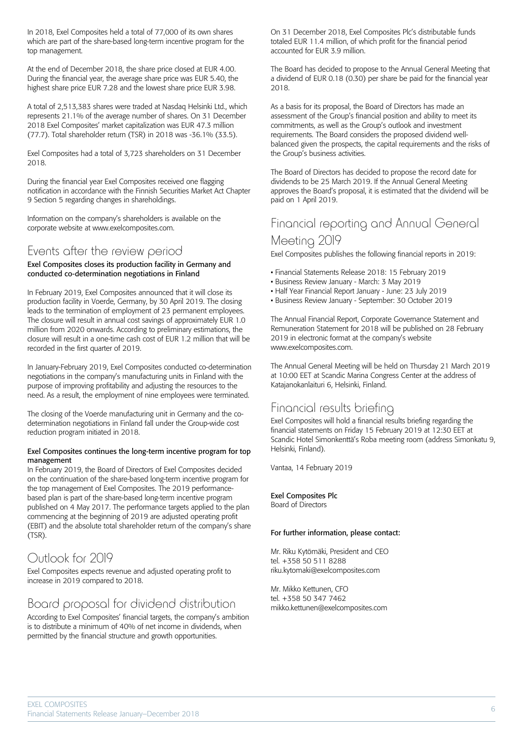In 2018, Exel Composites held a total of 77,000 of its own shares which are part of the share-based long-term incentive program for the top management.

At the end of December 2018, the share price closed at EUR 4.00. During the financial year, the average share price was EUR 5.40, the highest share price EUR 7.28 and the lowest share price EUR 3.98.

A total of 2,513,383 shares were traded at Nasdaq Helsinki Ltd., which represents 21.1% of the average number of shares. On 31 December 2018 Exel Composites' market capitalization was EUR 47.3 million (77.7). Total shareholder return (TSR) in 2018 was -36.1% (33.5).

Exel Composites had a total of 3,723 shareholders on 31 December 2018.

During the financial year Exel Composites received one flagging notification in accordance with the Finnish Securities Market Act Chapter 9 Section 5 regarding changes in shareholdings.

Information on the company's shareholders is available on the corporate website at www.exelcomposites.com.

## Events after the review period

**Exel Composites closes its production facility in Germany and conducted co-determination negotiations in Finland**

In February 2019, Exel Composites announced that it will close its production facility in Voerde, Germany, by 30 April 2019. The closing leads to the termination of employment of 23 permanent employees. The closure will result in annual cost savings of approximately EUR 1.0 million from 2020 onwards. According to preliminary estimations, the closure will result in a one-time cash cost of EUR 1.2 million that will be recorded in the first quarter of 2019.

In January-February 2019, Exel Composites conducted co-determination negotiations in the company's manufacturing units in Finland with the purpose of improving profitability and adjusting the resources to the need. As a result, the employment of nine employees were terminated.

The closing of the Voerde manufacturing unit in Germany and the co-determination negotiations in Finland fall under the Group-wide cost reduction program initiated in 2018.

**Exel Composites continues the long-term incentive program for top management**

In February 2019, the Board of Directors of Exel Composites decided on the continuation of the share-based long-term incentive program for the top management of Exel Composites. The 2019 performance-based plan is part of the share-based long-term incentive program published on 4 May 2017. The performance targets applied to the plan commencing at the beginning of 2019 are adjusted operating profit (EBIT) and the absolute total shareholder return of the company's share (TSR).

## Outlook for 2019

Exel Composites expects revenue and adjusted operating profit to increase in 2019 compared to 2018.

## Board proposal for dividend distribution

According to Exel Composites' financial targets, the company's ambition is to distribute a minimum of 40% of net income in dividends, when permitted by the financial structure and growth opportunities.

On 31 December 2018, Exel Composites Plc's distributable funds totaled EUR 11.4 million, of which profit for the financial period accounted for EUR 3.9 million.

The Board has decided to propose to the Annual General Meeting that a dividend of EUR 0.18 (0.30) per share be paid for the financial year 2018.

As a basis for its proposal, the Board of Directors has made an assessment of the Group's financial position and ability to meet its commitments, as well as the Group's outlook and investment requirements. The Board considers the proposed dividend well-balanced given the prospects, the capital requirements and the risks of the Group's business activities.

The Board of Directors has decided to propose the record date for dividends to be 25 March 2019. If the Annual General Meeting approves the Board's proposal, it is estimated that the dividend will be paid on 1 April 2019.

## Financial reporting and Annual General Meeting 2019

Exel Composites publishes the following financial reports in 2019:

- Financial Statements Release 2018: 15 February 2019
- Business Review January - March: 3 May 2019
- Half Year Financial Report January - June: 23 July 2019
- Business Review January - September: 30 October 2019

The Annual Financial Report, Corporate Governance Statement and Remuneration Statement for 2018 will be published on 28 February 2019 in electronic format at the company's website www.exelcomposites.com.

The Annual General Meeting will be held on Thursday 21 March 2019 at 10:00 EET at Scandic Marina Congress Center at the address of Katajanokanlaituri 6, Helsinki, Finland.

## Financial results briefing

Exel Composites will hold a financial results briefing regarding the financial statements on Friday 15 February 2019 at 12:30 EET at Scandic Hotel Simonkenttä's Roba meeting room (address Simonkatu 9, Helsinki, Finland).

Vantaa, 14 February 2019

**Exel Composites Plc**
Board of Directors

**For further information, please contact:**

Mr. Riku Kytömäki, President and CEO
tel. +358 50 511 8288
riku.kytomaki@exelcomposites.com

Mr. Mikko Kettunen, CFO
tel. +358 50 347 7462
mikko.kettunen@exelcomposites.com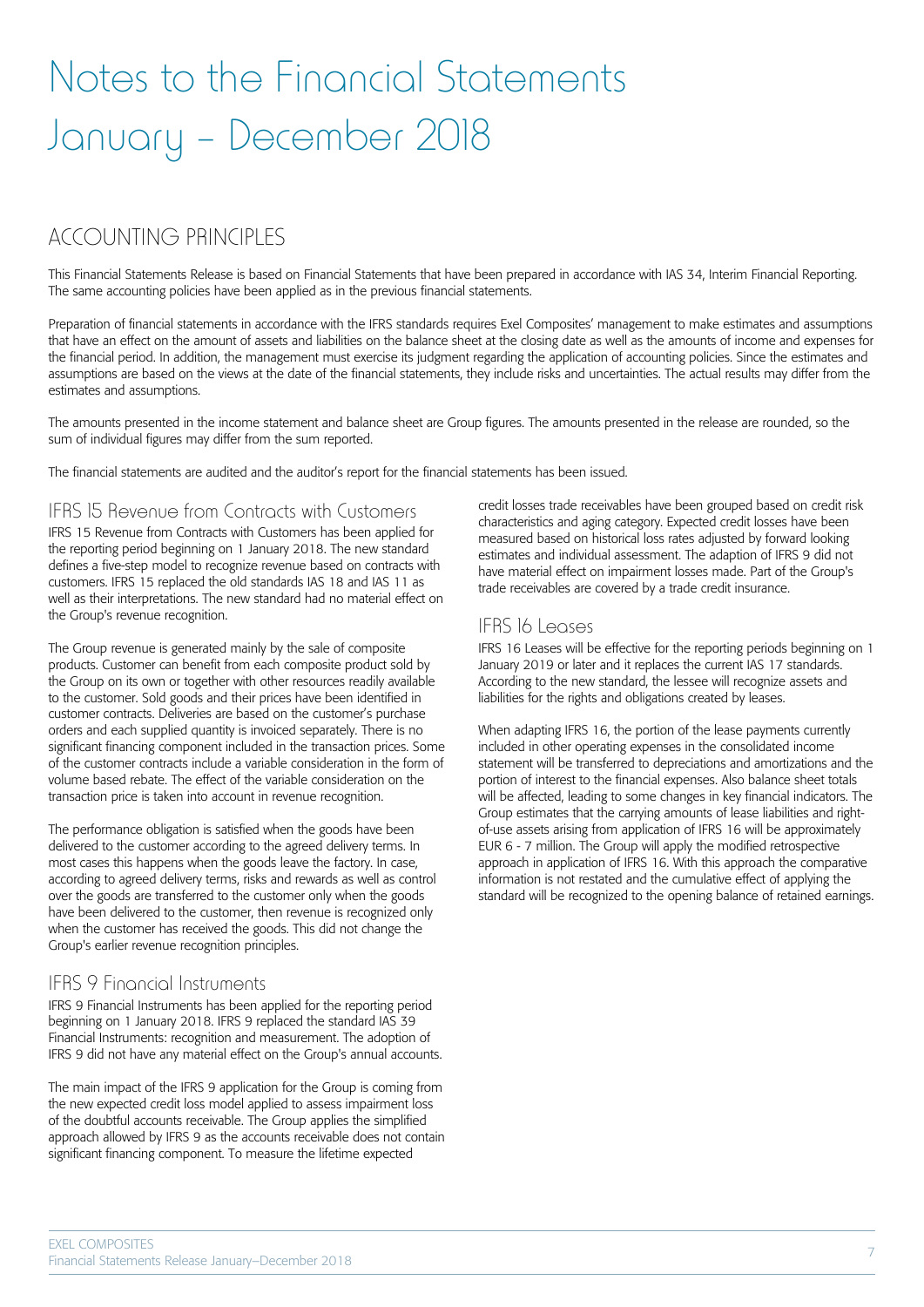# Notes to the Financial Statements January – December 2018

## ACCOUNTING PRINCIPLES

This Financial Statements Release is based on Financial Statements that have been prepared in accordance with IAS 34, Interim Financial Reporting. The same accounting policies have been applied as in the previous financial statements.

Preparation of financial statements in accordance with the IFRS standards requires Exel Composites' management to make estimates and assumptions that have an effect on the amount of assets and liabilities on the balance sheet at the closing date as well as the amounts of income and expenses for the financial period. In addition, the management must exercise its judgment regarding the application of accounting policies. Since the estimates and assumptions are based on the views at the date of the financial statements, they include risks and uncertainties. The actual results may differ from the estimates and assumptions.

The amounts presented in the income statement and balance sheet are Group figures. The amounts presented in the release are rounded, so the sum of individual figures may differ from the sum reported.

The financial statements are audited and the auditor's report for the financial statements has been issued.

### IFRS 15 Revenue from Contracts with Customers

IFRS 15 Revenue from Contracts with Customers has been applied for the reporting period beginning on 1 January 2018. The new standard defines a five-step model to recognize revenue based on contracts with customers. IFRS 15 replaced the old standards IAS 18 and IAS 11 as well as their interpretations. The new standard had no material effect on the Group's revenue recognition.

The Group revenue is generated mainly by the sale of composite products. Customer can benefit from each composite product sold by the Group on its own or together with other resources readily available to the customer. Sold goods and their prices have been identified in customer contracts. Deliveries are based on the customer's purchase orders and each supplied quantity is invoiced separately. There is no significant financing component included in the transaction prices. Some of the customer contracts include a variable consideration in the form of volume based rebate. The effect of the variable consideration on the transaction price is taken into account in revenue recognition.

The performance obligation is satisfied when the goods have been delivered to the customer according to the agreed delivery terms. In most cases this happens when the goods leave the factory. In case, according to agreed delivery terms, risks and rewards as well as control over the goods are transferred to the customer only when the goods have been delivered to the customer, then revenue is recognized only when the customer has received the goods. This did not change the Group's earlier revenue recognition principles.

### IFRS 9 Financial Instruments

IFRS 9 Financial Instruments has been applied for the reporting period beginning on 1 January 2018. IFRS 9 replaced the standard IAS 39 Financial Instruments: recognition and measurement. The adoption of IFRS 9 did not have any material effect on the Group's annual accounts.

The main impact of the IFRS 9 application for the Group is coming from the new expected credit loss model applied to assess impairment loss of the doubtful accounts receivable. The Group applies the simplified approach allowed by IFRS 9 as the accounts receivable does not contain significant financing component. To measure the lifetime expected credit losses trade receivables have been grouped based on credit risk characteristics and aging category. Expected credit losses have been measured based on historical loss rates adjusted by forward looking estimates and individual assessment. The adaption of IFRS 9 did not have material effect on impairment losses made. Part of the Group's trade receivables are covered by a trade credit insurance.

### IFRS 16 Leases

IFRS 16 Leases will be effective for the reporting periods beginning on 1 January 2019 or later and it replaces the current IAS 17 standards. According to the new standard, the lessee will recognize assets and liabilities for the rights and obligations created by leases.

When adapting IFRS 16, the portion of the lease payments currently included in other operating expenses in the consolidated income statement will be transferred to depreciations and amortizations and the portion of interest to the financial expenses. Also balance sheet totals will be affected, leading to some changes in key financial indicators. The Group estimates that the carrying amounts of lease liabilities and right-of-use assets arising from application of IFRS 16 will be approximately EUR 6 - 7 million. The Group will apply the modified retrospective approach in application of IFRS 16. With this approach the comparative information is not restated and the cumulative effect of applying the standard will be recognized to the opening balance of retained earnings.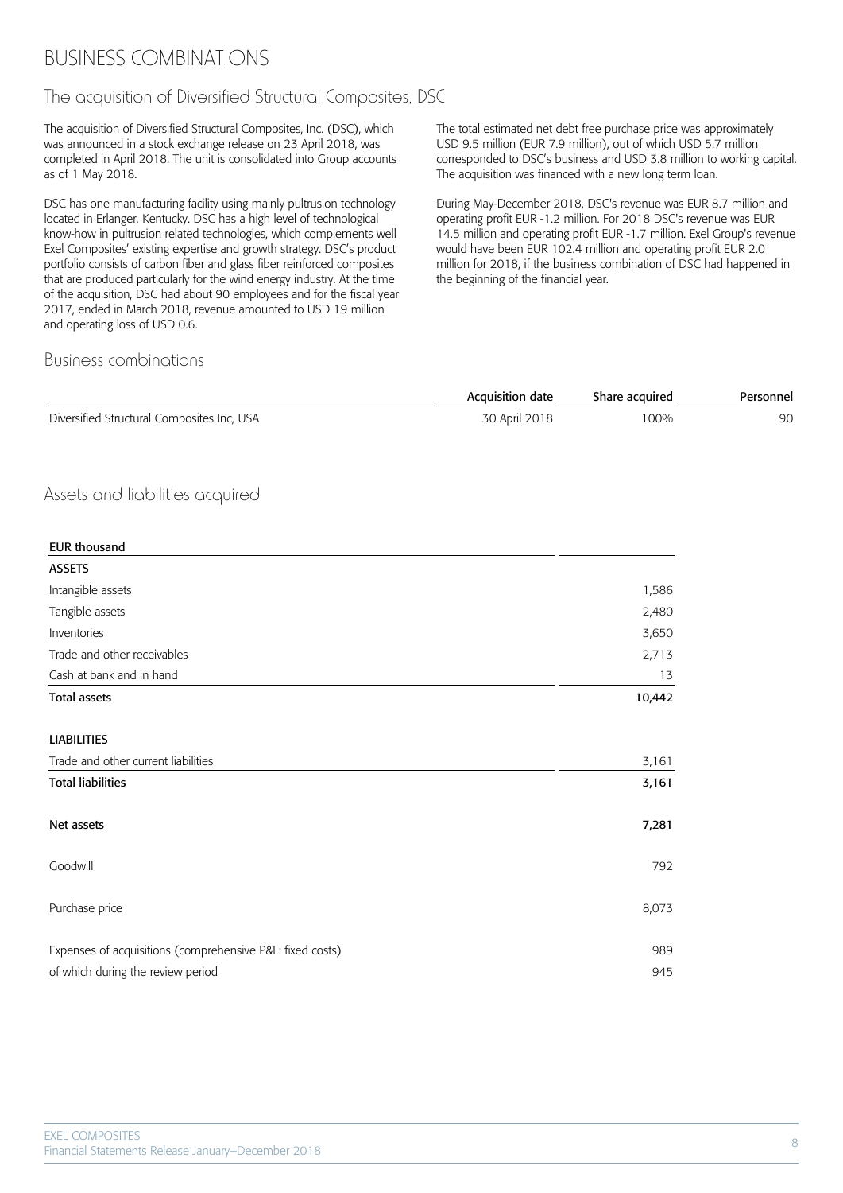# BUSINESS COMBINATIONS

## The acquisition of Diversified Structural Composites, DSC

The acquisition of Diversified Structural Composites, Inc. (DSC), which was announced in a stock exchange release on 23 April 2018, was completed in April 2018. The unit is consolidated into Group accounts as of 1 May 2018.

DSC has one manufacturing facility using mainly pultrusion technology located in Erlanger, Kentucky. DSC has a high level of technological know-how in pultrusion related technologies, which complements well Exel Composites' existing expertise and growth strategy. DSC's product portfolio consists of carbon fiber and glass fiber reinforced composites that are produced particularly for the wind energy industry. At the time of the acquisition, DSC had about 90 employees and for the fiscal year 2017, ended in March 2018, revenue amounted to USD 19 million and operating loss of USD 0.6.

The total estimated net debt free purchase price was approximately USD 9.5 million (EUR 7.9 million), out of which USD 5.7 million corresponded to DSC's business and USD 3.8 million to working capital. The acquisition was financed with a new long term loan.

During May-December 2018, DSC's revenue was EUR 8.7 million and operating profit EUR -1.2 million. For 2018 DSC's revenue was EUR 14.5 million and operating profit EUR -1.7 million. Exel Group's revenue would have been EUR 102.4 million and operating profit EUR 2.0 million for 2018, if the business combination of DSC had happened in the beginning of the financial year.

## Business combinations

| | Acquisition date | Share acquired | Personnel |
|---|---|---|---|
| Diversified Structural Composites Inc, USA | 30 April 2018 | 100% | 90 |

## Assets and liabilities acquired

| EUR thousand | |
|---|---|
| **ASSETS** | |
| Intangible assets | 1,586 |
| Tangible assets | 2,480 |
| Inventories | 3,650 |
| Trade and other receivables | 2,713 |
| Cash at bank and in hand | 13 |
| **Total assets** | **10,442** |
| | |
| **LIABILITIES** | |
| Trade and other current liabilities | 3,161 |
| **Total liabilities** | **3,161** |
| | |
| **Net assets** | **7,281** |
| | |
| Goodwill | 792 |
| | |
| Purchase price | 8,073 |
| | |
| Expenses of acquisitions (comprehensive P&L: fixed costs) | 989 |
| of which during the review period | 945 |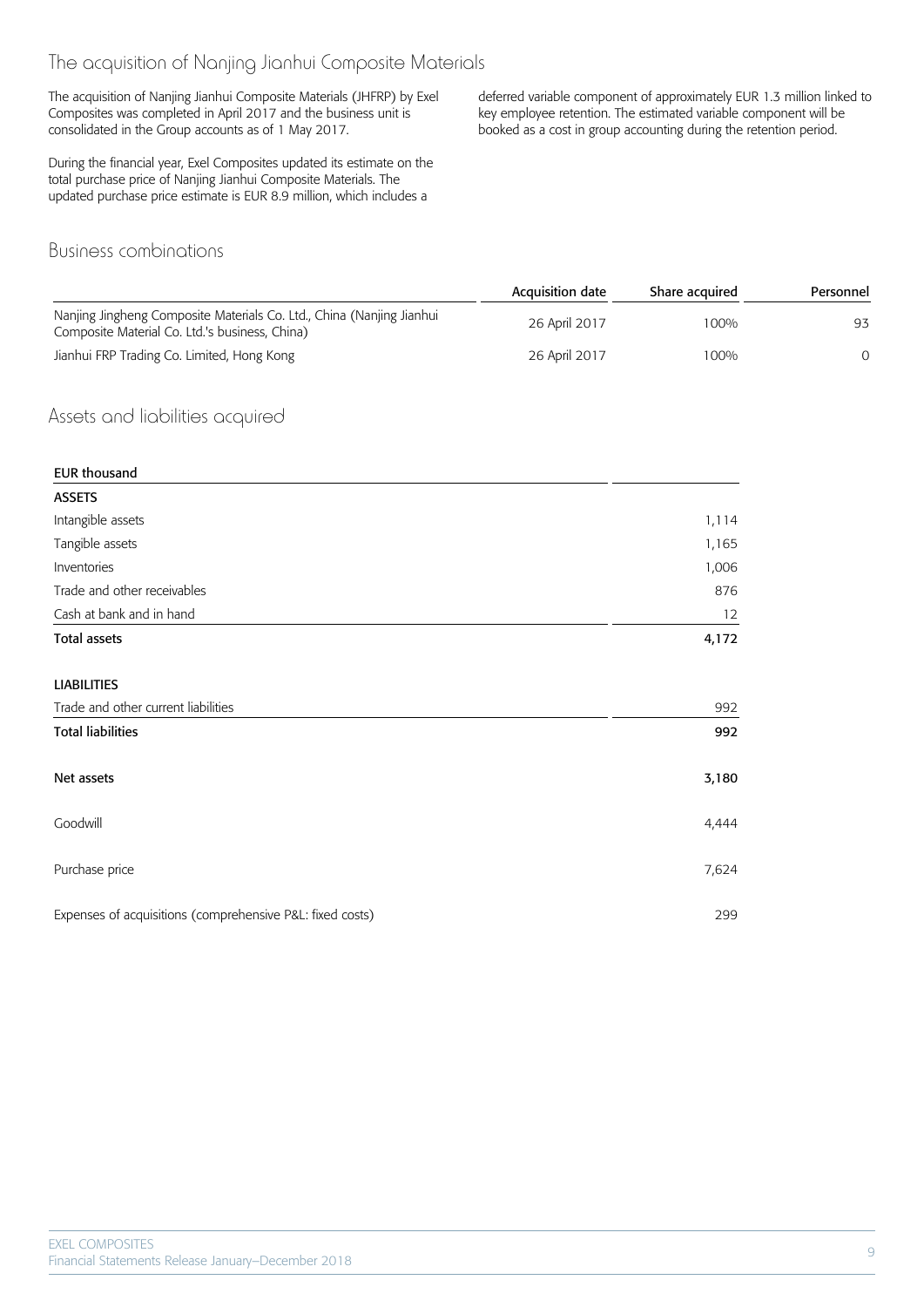## The acquisition of Nanjing Jianhui Composite Materials

The acquisition of Nanjing Jianhui Composite Materials (JHFRP) by Exel Composites was completed in April 2017 and the business unit is consolidated in the Group accounts as of 1 May 2017.

During the financial year, Exel Composites updated its estimate on the total purchase price of Nanjing Jianhui Composite Materials. The updated purchase price estimate is EUR 8.9 million, which includes a deferred variable component of approximately EUR 1.3 million linked to key employee retention. The estimated variable component will be booked as a cost in group accounting during the retention period.

## Business combinations

| | Acquisition date | Share acquired | Personnel |
|---|---|---|---|
| Nanjing Jingheng Composite Materials Co. Ltd., China (Nanjing Jianhui Composite Material Co. Ltd.'s business, China) | 26 April 2017 | 100% | 93 |
| Jianhui FRP Trading Co. Limited, Hong Kong | 26 April 2017 | 100% | 0 |

## Assets and liabilities acquired

| EUR thousand | |
|---|---|
| **ASSETS** | |
| Intangible assets | 1,114 |
| Tangible assets | 1,165 |
| Inventories | 1,006 |
| Trade and other receivables | 876 |
| Cash at bank and in hand | 12 |
| **Total assets** | **4,172** |
| | |
| **LIABILITIES** | |
| Trade and other current liabilities | 992 |
| **Total liabilities** | **992** |
| | |
| Net assets | 3,180 |
| | |
| Goodwill | 4,444 |
| | |
| Purchase price | 7,624 |
| | |
| Expenses of acquisitions (comprehensive P&L: fixed costs) | 299 |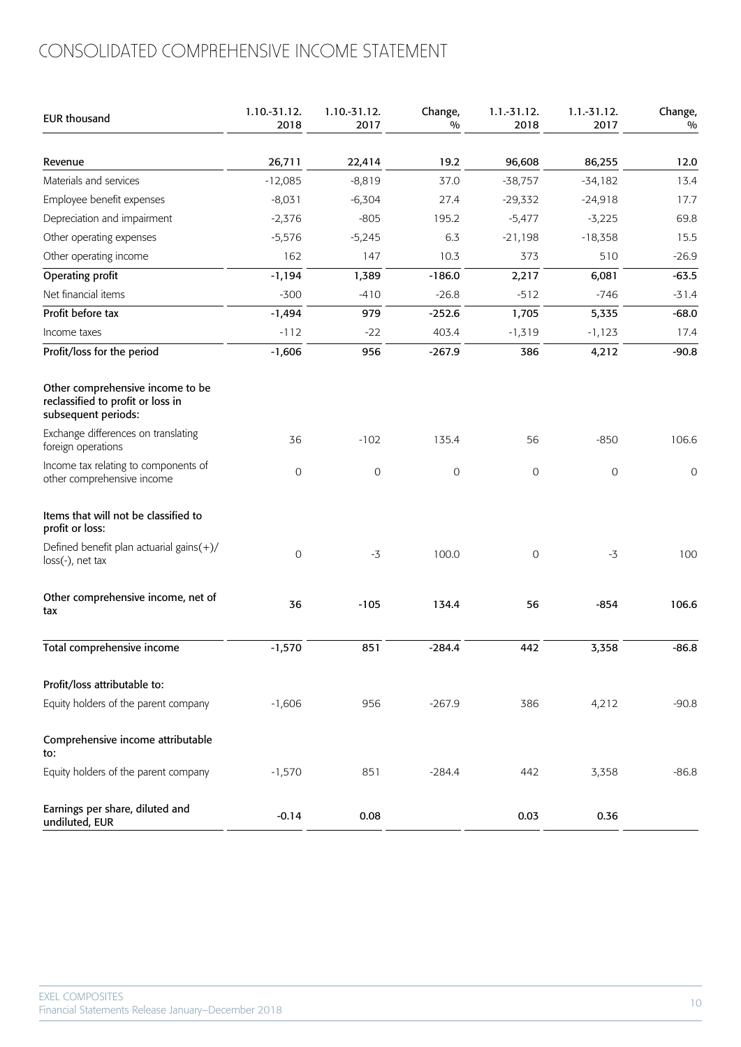# CONSOLIDATED COMPREHENSIVE INCOME STATEMENT

| EUR thousand | 1.10.-31.12. 2018 | 1.10.-31.12. 2017 | Change, % | 1.1.-31.12. 2018 | 1.1.-31.12. 2017 | Change, % |
|---|---|---|---|---|---|---|
| **Revenue** | **26,711** | **22,414** | **19.2** | **96,608** | **86,255** | **12.0** |
| Materials and services | -12,085 | -8,819 | 37.0 | -38,757 | -34,182 | 13.4 |
| Employee benefit expenses | -8,031 | -6,304 | 27.4 | -29,332 | -24,918 | 17.7 |
| Depreciation and impairment | -2,376 | -805 | 195.2 | -5,477 | -3,225 | 69.8 |
| Other operating expenses | -5,576 | -5,245 | 6.3 | -21,198 | -18,358 | 15.5 |
| Other operating income | 162 | 147 | 10.3 | 373 | 510 | -26.9 |
| **Operating profit** | **-1,194** | **1,389** | **-186.0** | **2,217** | **6,081** | **-63.5** |
| Net financial items | -300 | -410 | -26.8 | -512 | -746 | -31.4 |
| **Profit before tax** | **-1,494** | **979** | **-252.6** | **1,705** | **5,335** | **-68.0** |
| Income taxes | -112 | -22 | 403.4 | -1,319 | -1,123 | 17.4 |
| **Profit/loss for the period** | **-1,606** | **956** | **-267.9** | **386** | **4,212** | **-90.8** |
| **Other comprehensive income to be reclassified to profit or loss in subsequent periods:** | | | | | | |
| Exchange differences on translating foreign operations | 36 | -102 | 135.4 | 56 | -850 | 106.6 |
| Income tax relating to components of other comprehensive income | 0 | 0 | 0 | 0 | 0 | 0 |
| **Items that will not be classified to profit or loss:** | | | | | | |
| Defined benefit plan actuarial gains(+)/ loss(-), net tax | 0 | -3 | 100.0 | 0 | -3 | 100 |
| **Other comprehensive income, net of tax** | **36** | **-105** | **134.4** | **56** | **-854** | **106.6** |
| **Total comprehensive income** | **-1,570** | **851** | **-284.4** | **442** | **3,358** | **-86.8** |
| **Profit/loss attributable to:** | | | | | | |
| Equity holders of the parent company | -1,606 | 956 | -267.9 | 386 | 4,212 | -90.8 |
| **Comprehensive income attributable to:** | | | | | | |
| Equity holders of the parent company | -1,570 | 851 | -284.4 | 442 | 3,358 | -86.8 |
| **Earnings per share, diluted and undiluted, EUR** | **-0.14** | **0.08** | | **0.03** | **0.36** | |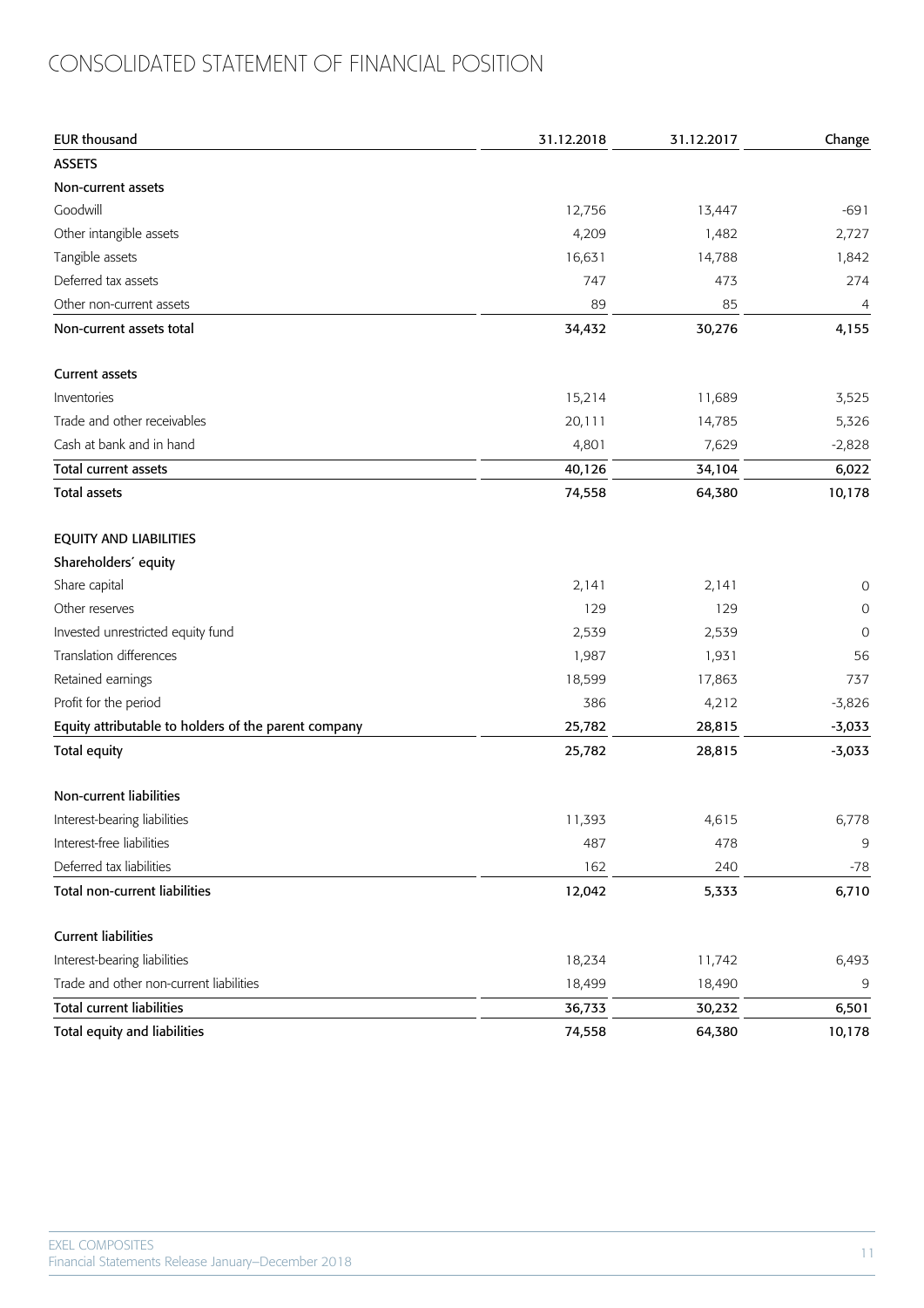# CONSOLIDATED STATEMENT OF FINANCIAL POSITION

| EUR thousand | 31.12.2018 | 31.12.2017 | Change |
|---|---|---|---|
| **ASSETS** | | | |
| **Non-current assets** | | | |
| Goodwill | 12,756 | 13,447 | -691 |
| Other intangible assets | 4,209 | 1,482 | 2,727 |
| Tangible assets | 16,631 | 14,788 | 1,842 |
| Deferred tax assets | 747 | 473 | 274 |
| Other non-current assets | 89 | 85 | 4 |
| **Non-current assets total** | **34,432** | **30,276** | **4,155** |
| | | | |
| **Current assets** | | | |
| Inventories | 15,214 | 11,689 | 3,525 |
| Trade and other receivables | 20,111 | 14,785 | 5,326 |
| Cash at bank and in hand | 4,801 | 7,629 | -2,828 |
| **Total current assets** | **40,126** | **34,104** | **6,022** |
| **Total assets** | **74,558** | **64,380** | **10,178** |
| | | | |
| **EQUITY AND LIABILITIES** | | | |
| **Shareholders´ equity** | | | |
| Share capital | 2,141 | 2,141 | 0 |
| Other reserves | 129 | 129 | 0 |
| Invested unrestricted equity fund | 2,539 | 2,539 | 0 |
| Translation differences | 1,987 | 1,931 | 56 |
| Retained earnings | 18,599 | 17,863 | 737 |
| Profit for the period | 386 | 4,212 | -3,826 |
| **Equity attributable to holders of the parent company** | **25,782** | **28,815** | **-3,033** |
| **Total equity** | **25,782** | **28,815** | **-3,033** |
| | | | |
| **Non-current liabilities** | | | |
| Interest-bearing liabilities | 11,393 | 4,615 | 6,778 |
| Interest-free liabilities | 487 | 478 | 9 |
| Deferred tax liabilities | 162 | 240 | -78 |
| **Total non-current liabilities** | **12,042** | **5,333** | **6,710** |
| | | | |
| **Current liabilities** | | | |
| Interest-bearing liabilities | 18,234 | 11,742 | 6,493 |
| Trade and other non-current liabilities | 18,499 | 18,490 | 9 |
| **Total current liabilities** | **36,733** | **30,232** | **6,501** |
| **Total equity and liabilities** | **74,558** | **64,380** | **10,178** |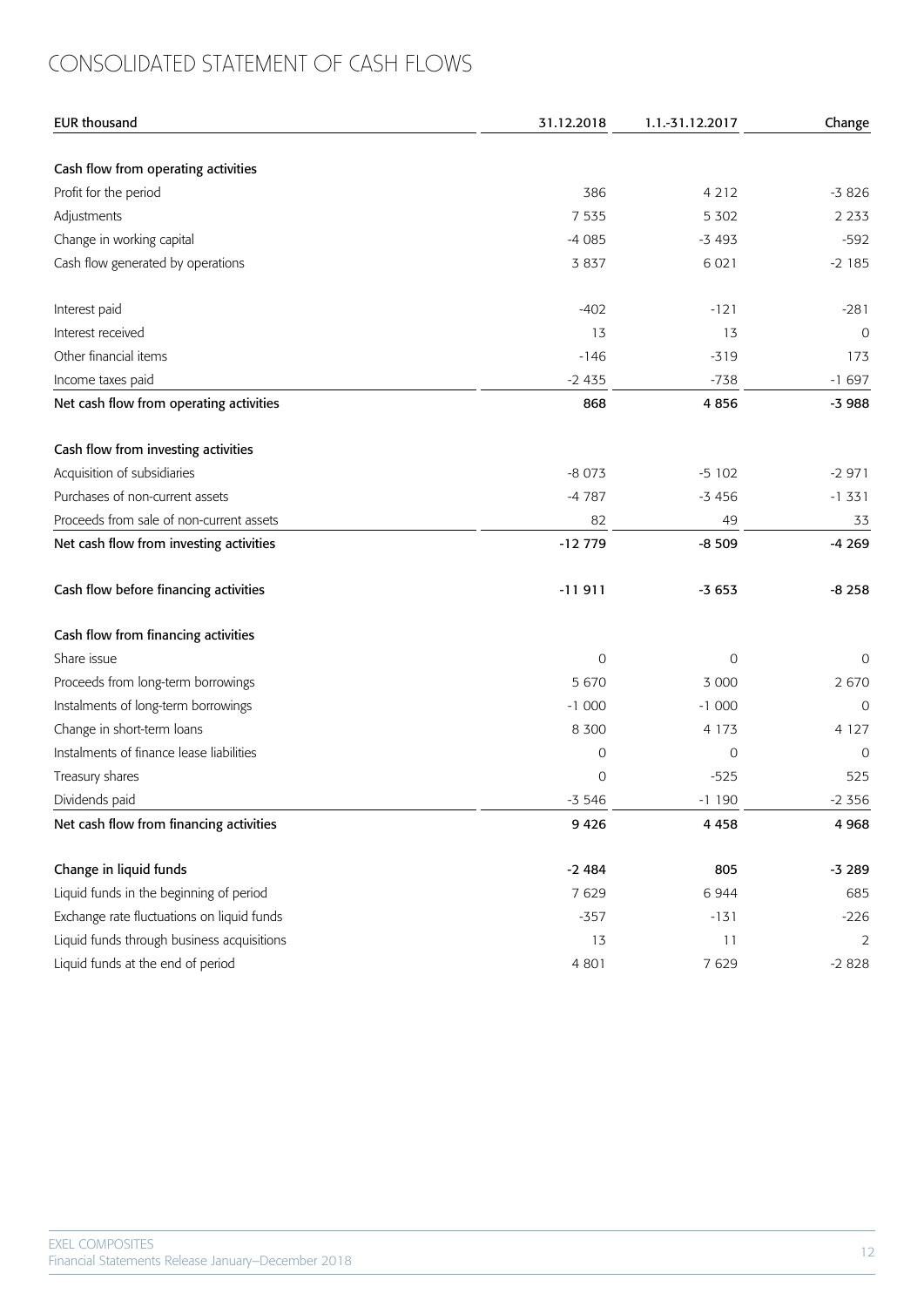# CONSOLIDATED STATEMENT OF CASH FLOWS

| EUR thousand | 31.12.2018 | 1.1.-31.12.2017 | Change |
|---|---|---|---|
| **Cash flow from operating activities** | | | |
| Profit for the period | 386 | 4 212 | -3 826 |
| Adjustments | 7 535 | 5 302 | 2 233 |
| Change in working capital | -4 085 | -3 493 | -592 |
| Cash flow generated by operations | 3 837 | 6 021 | -2 185 |
| | | | |
| Interest paid | -402 | -121 | -281 |
| Interest received | 13 | 13 | 0 |
| Other financial items | -146 | -319 | 173 |
| Income taxes paid | -2 435 | -738 | -1 697 |
| **Net cash flow from operating activities** | **868** | **4 856** | **-3 988** |
| | | | |
| **Cash flow from investing activities** | | | |
| Acquisition of subsidiaries | -8 073 | -5 102 | -2 971 |
| Purchases of non-current assets | -4 787 | -3 456 | -1 331 |
| Proceeds from sale of non-current assets | 82 | 49 | 33 |
| **Net cash flow from investing activities** | **-12 779** | **-8 509** | **-4 269** |
| | | | |
| **Cash flow before financing activities** | **-11 911** | **-3 653** | **-8 258** |
| | | | |
| **Cash flow from financing activities** | | | |
| Share issue | 0 | 0 | 0 |
| Proceeds from long-term borrowings | 5 670 | 3 000 | 2 670 |
| Instalments of long-term borrowings | -1 000 | -1 000 | 0 |
| Change in short-term loans | 8 300 | 4 173 | 4 127 |
| Instalments of finance lease liabilities | 0 | 0 | 0 |
| Treasury shares | 0 | -525 | 525 |
| Dividends paid | -3 546 | -1 190 | -2 356 |
| **Net cash flow from financing activities** | **9 426** | **4 458** | **4 968** |
| | | | |
| **Change in liquid funds** | **-2 484** | **805** | **-3 289** |
| Liquid funds in the beginning of period | 7 629 | 6 944 | 685 |
| Exchange rate fluctuations on liquid funds | -357 | -131 | -226 |
| Liquid funds through business acquisitions | 13 | 11 | 2 |
| Liquid funds at the end of period | 4 801 | 7 629 | -2 828 |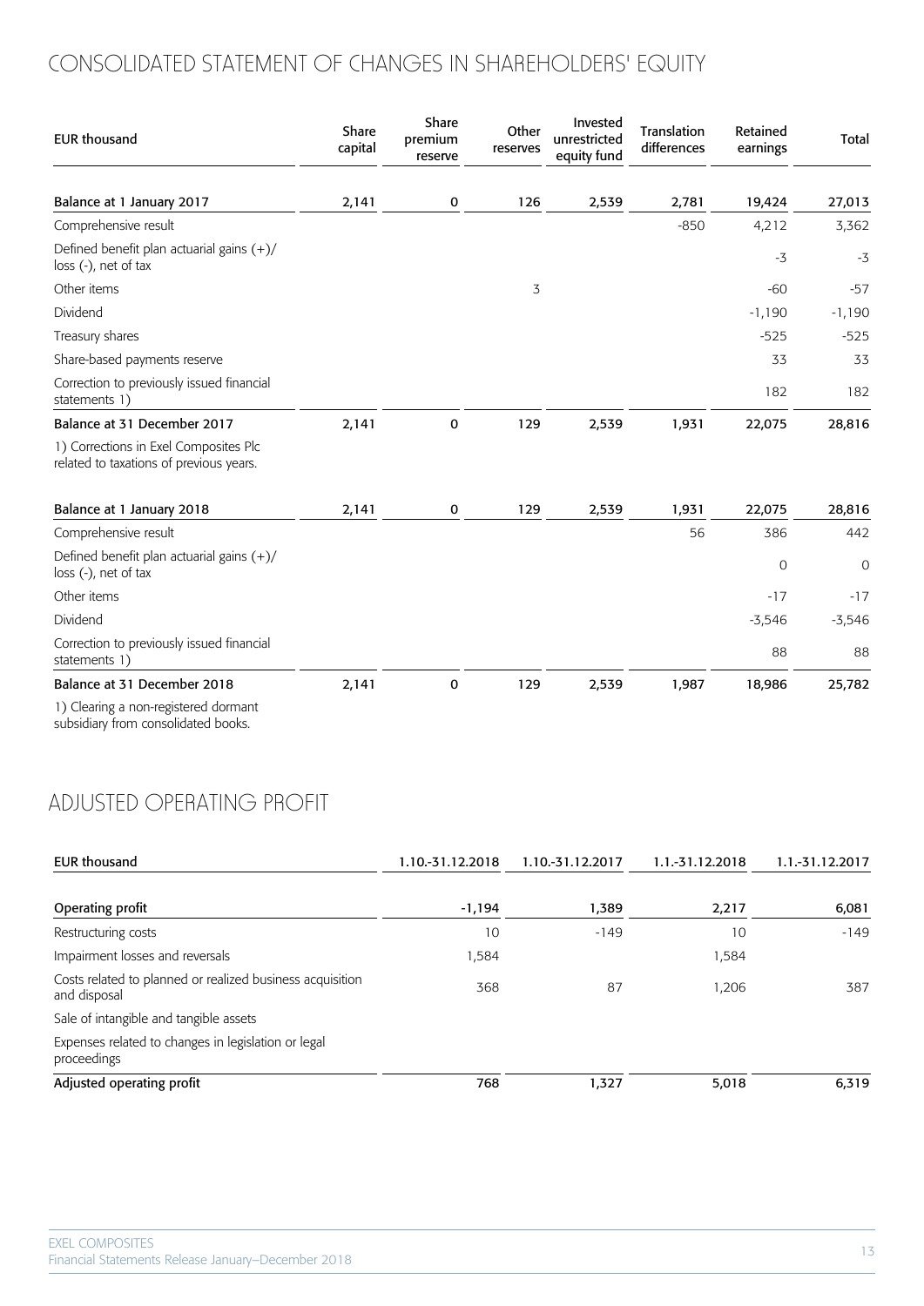## CONSOLIDATED STATEMENT OF CHANGES IN SHAREHOLDERS' EQUITY

| EUR thousand | Share capital | Share premium reserve | Other reserves | Invested unrestricted equity fund | Translation differences | Retained earnings | Total |
|---|---|---|---|---|---|---|---|
| **Balance at 1 January 2017** | 2,141 | 0 | 126 | 2,539 | 2,781 | 19,424 | 27,013 |
| Comprehensive result | | | | | -850 | 4,212 | 3,362 |
| Defined benefit plan actuarial gains (+)/ loss (-), net of tax | | | | | | -3 | -3 |
| Other items | | | 3 | | | -60 | -57 |
| Dividend | | | | | | -1,190 | -1,190 |
| Treasury shares | | | | | | -525 | -525 |
| Share-based payments reserve | | | | | | 33 | 33 |
| Correction to previously issued financial statements 1) | | | | | | 182 | 182 |
| **Balance at 31 December 2017** | 2,141 | 0 | 129 | 2,539 | 1,931 | 22,075 | 28,816 |

1) Corrections in Exel Composites Plc related to taxations of previous years.

| EUR thousand | Share capital | Share premium reserve | Other reserves | Invested unrestricted equity fund | Translation differences | Retained earnings | Total |
|---|---|---|---|---|---|---|---|
| **Balance at 1 January 2018** | 2,141 | 0 | 129 | 2,539 | 1,931 | 22,075 | 28,816 |
| Comprehensive result | | | | | 56 | 386 | 442 |
| Defined benefit plan actuarial gains (+)/ loss (-), net of tax | | | | | | 0 | 0 |
| Other items | | | | | | -17 | -17 |
| Dividend | | | | | | -3,546 | -3,546 |
| Correction to previously issued financial statements 1) | | | | | | 88 | 88 |
| **Balance at 31 December 2018** | 2,141 | 0 | 129 | 2,539 | 1,987 | 18,986 | 25,782 |

1) Clearing a non-registered dormant subsidiary from consolidated books.

## ADJUSTED OPERATING PROFIT

| EUR thousand | 1.10.-31.12.2018 | 1.10.-31.12.2017 | 1.1.-31.12.2018 | 1.1.-31.12.2017 |
|---|---|---|---|---|
| **Operating profit** | -1,194 | 1,389 | 2,217 | 6,081 |
| Restructuring costs | 10 | -149 | 10 | -149 |
| Impairment losses and reversals | 1,584 | | 1,584 | |
| Costs related to planned or realized business acquisition and disposal | 368 | 87 | 1,206 | 387 |
| Sale of intangible and tangible assets | | | | |
| Expenses related to changes in legislation or legal proceedings | | | | |
| **Adjusted operating profit** | 768 | 1,327 | 5,018 | 6,319 |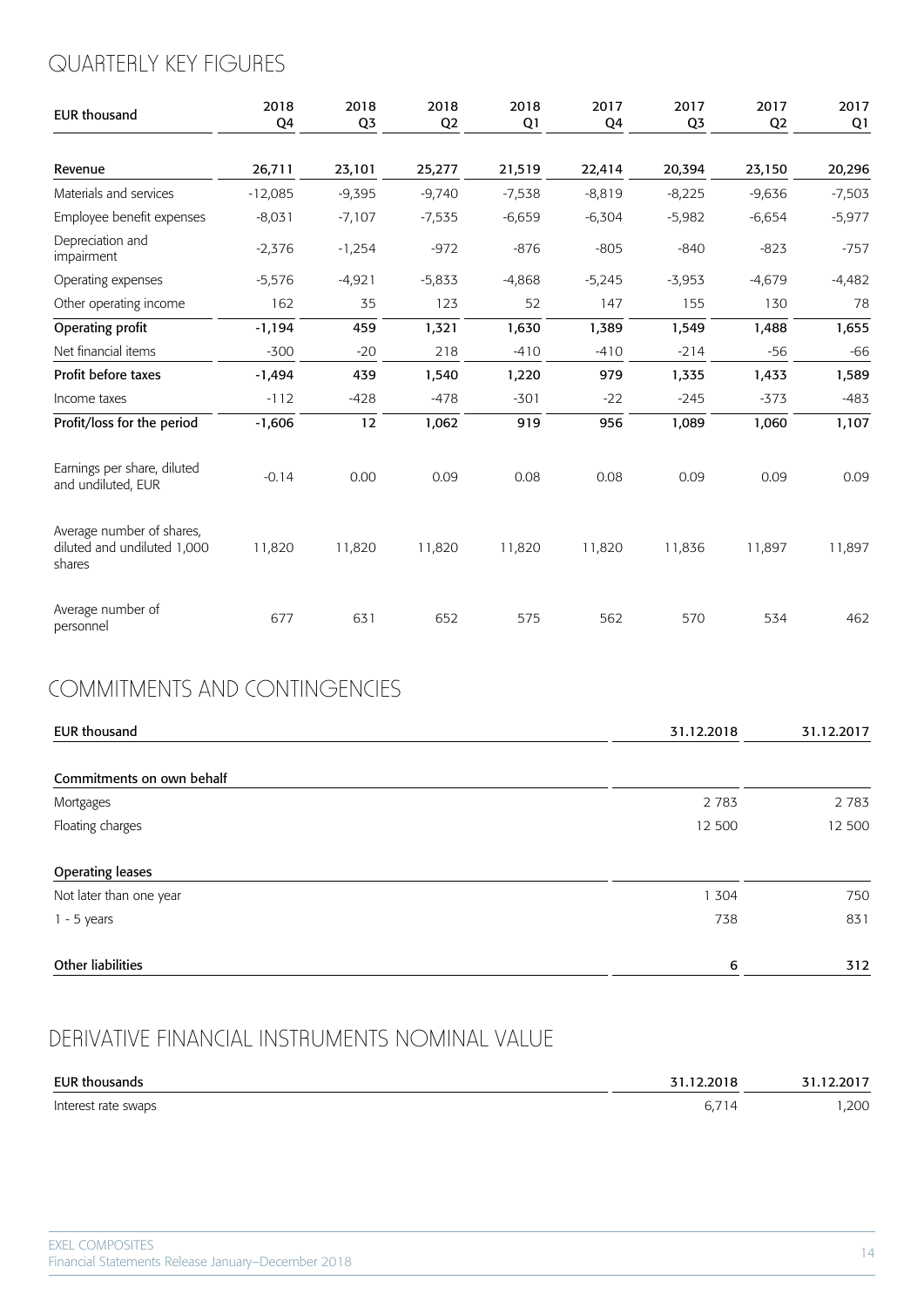## QUARTERLY KEY FIGURES

| EUR thousand | 2018 Q4 | 2018 Q3 | 2018 Q2 | 2018 Q1 | 2017 Q4 | 2017 Q3 | 2017 Q2 | 2017 Q1 |
|---|---|---|---|---|---|---|---|---|
| **Revenue** | **26,711** | **23,101** | **25,277** | **21,519** | **22,414** | **20,394** | **23,150** | **20,296** |
| Materials and services | -12,085 | -9,395 | -9,740 | -7,538 | -8,819 | -8,225 | -9,636 | -7,503 |
| Employee benefit expenses | -8,031 | -7,107 | -7,535 | -6,659 | -6,304 | -5,982 | -6,654 | -5,977 |
| Depreciation and impairment | -2,376 | -1,254 | -972 | -876 | -805 | -840 | -823 | -757 |
| Operating expenses | -5,576 | -4,921 | -5,833 | -4,868 | -5,245 | -3,953 | -4,679 | -4,482 |
| Other operating income | 162 | 35 | 123 | 52 | 147 | 155 | 130 | 78 |
| **Operating profit** | **-1,194** | **459** | **1,321** | **1,630** | **1,389** | **1,549** | **1,488** | **1,655** |
| Net financial items | -300 | -20 | 218 | -410 | -410 | -214 | -56 | -66 |
| **Profit before taxes** | **-1,494** | **439** | **1,540** | **1,220** | **979** | **1,335** | **1,433** | **1,589** |
| Income taxes | -112 | -428 | -478 | -301 | -22 | -245 | -373 | -483 |
| **Profit/loss for the period** | **-1,606** | **12** | **1,062** | **919** | **956** | **1,089** | **1,060** | **1,107** |
| Earnings per share, diluted and undiluted, EUR | -0.14 | 0.00 | 0.09 | 0.08 | 0.08 | 0.09 | 0.09 | 0.09 |
| Average number of shares, diluted and undiluted 1,000 shares | 11,820 | 11,820 | 11,820 | 11,820 | 11,820 | 11,836 | 11,897 | 11,897 |
| Average number of personnel | 677 | 631 | 652 | 575 | 562 | 570 | 534 | 462 |

## COMMITMENTS AND CONTINGENCIES

| EUR thousand | 31.12.2018 | 31.12.2017 |
|---|---|---|
| **Commitments on own behalf** | | |
| Mortgages | 2 783 | 2 783 |
| Floating charges | 12 500 | 12 500 |
| **Operating leases** | | |
| Not later than one year | 1 304 | 750 |
| 1 - 5 years | 738 | 831 |
| **Other liabilities** | **6** | **312** |

## DERIVATIVE FINANCIAL INSTRUMENTS NOMINAL VALUE

| EUR thousands | 31.12.2018 | 31.12.2017 |
|---|---|---|
| Interest rate swaps | 6,714 | 1,200 |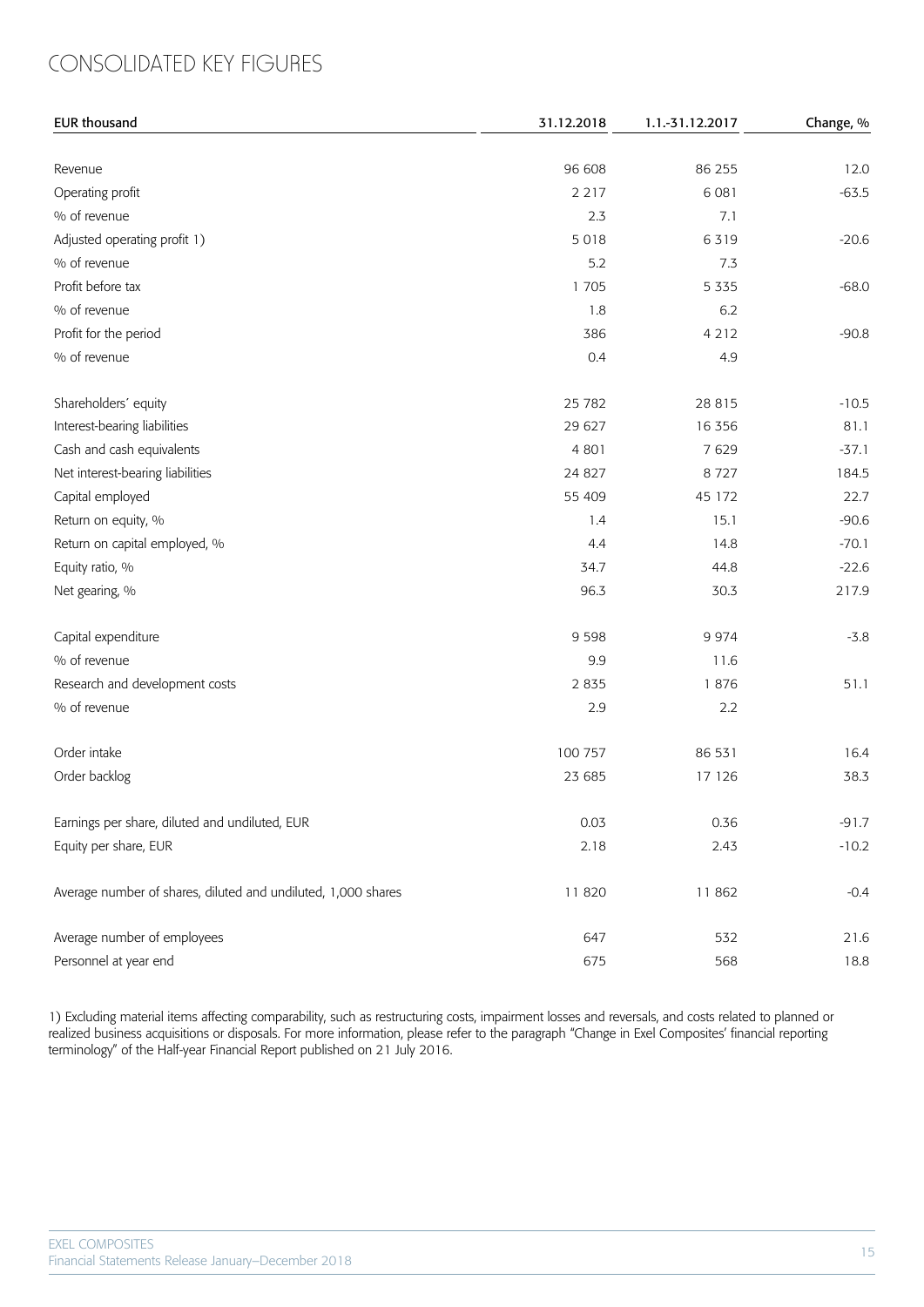# CONSOLIDATED KEY FIGURES

| EUR thousand | 31.12.2018 | 1.1.-31.12.2017 | Change, % |
|---|---|---|---|
| Revenue | 96 608 | 86 255 | 12.0 |
| Operating profit | 2 217 | 6 081 | -63.5 |
| % of revenue | 2.3 | 7.1 | |
| Adjusted operating profit 1) | 5 018 | 6 319 | -20.6 |
| % of revenue | 5.2 | 7.3 | |
| Profit before tax | 1 705 | 5 335 | -68.0 |
| % of revenue | 1.8 | 6.2 | |
| Profit for the period | 386 | 4 212 | -90.8 |
| % of revenue | 0.4 | 4.9 | |
| Shareholders´ equity | 25 782 | 28 815 | -10.5 |
| Interest-bearing liabilities | 29 627 | 16 356 | 81.1 |
| Cash and cash equivalents | 4 801 | 7 629 | -37.1 |
| Net interest-bearing liabilities | 24 827 | 8 727 | 184.5 |
| Capital employed | 55 409 | 45 172 | 22.7 |
| Return on equity, % | 1.4 | 15.1 | -90.6 |
| Return on capital employed, % | 4.4 | 14.8 | -70.1 |
| Equity ratio, % | 34.7 | 44.8 | -22.6 |
| Net gearing, % | 96.3 | 30.3 | 217.9 |
| Capital expenditure | 9 598 | 9 974 | -3.8 |
| % of revenue | 9.9 | 11.6 | |
| Research and development costs | 2 835 | 1 876 | 51.1 |
| % of revenue | 2.9 | 2.2 | |
| Order intake | 100 757 | 86 531 | 16.4 |
| Order backlog | 23 685 | 17 126 | 38.3 |
| Earnings per share, diluted and undiluted, EUR | 0.03 | 0.36 | -91.7 |
| Equity per share, EUR | 2.18 | 2.43 | -10.2 |
| Average number of shares, diluted and undiluted, 1,000 shares | 11 820 | 11 862 | -0.4 |
| Average number of employees | 647 | 532 | 21.6 |
| Personnel at year end | 675 | 568 | 18.8 |

1) Excluding material items affecting comparability, such as restructuring costs, impairment losses and reversals, and costs related to planned or realized business acquisitions or disposals. For more information, please refer to the paragraph "Change in Exel Composites' financial reporting terminology" of the Half-year Financial Report published on 21 July 2016.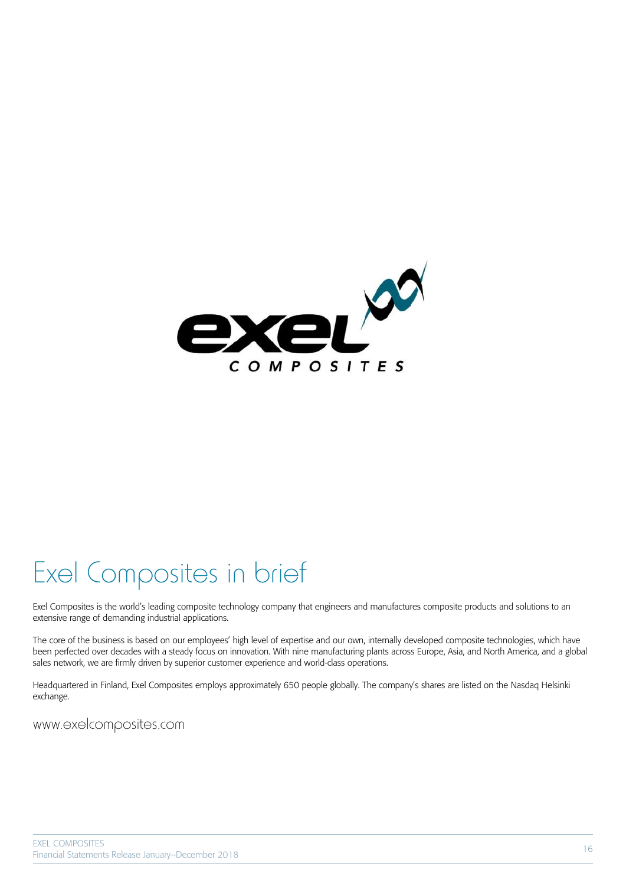# Exel Composites in brief

Exel Composites is the world's leading composite technology company that engineers and manufactures composite products and solutions to an extensive range of demanding industrial applications.

The core of the business is based on our employees' high level of expertise and our own, internally developed composite technologies, which have been perfected over decades with a steady focus on innovation. With nine manufacturing plants across Europe, Asia, and North America, and a global sales network, we are firmly driven by superior customer experience and world-class operations.

Headquartered in Finland, Exel Composites employs approximately 650 people globally. The company's shares are listed on the Nasdaq Helsinki exchange.

www.exelcomposites.com